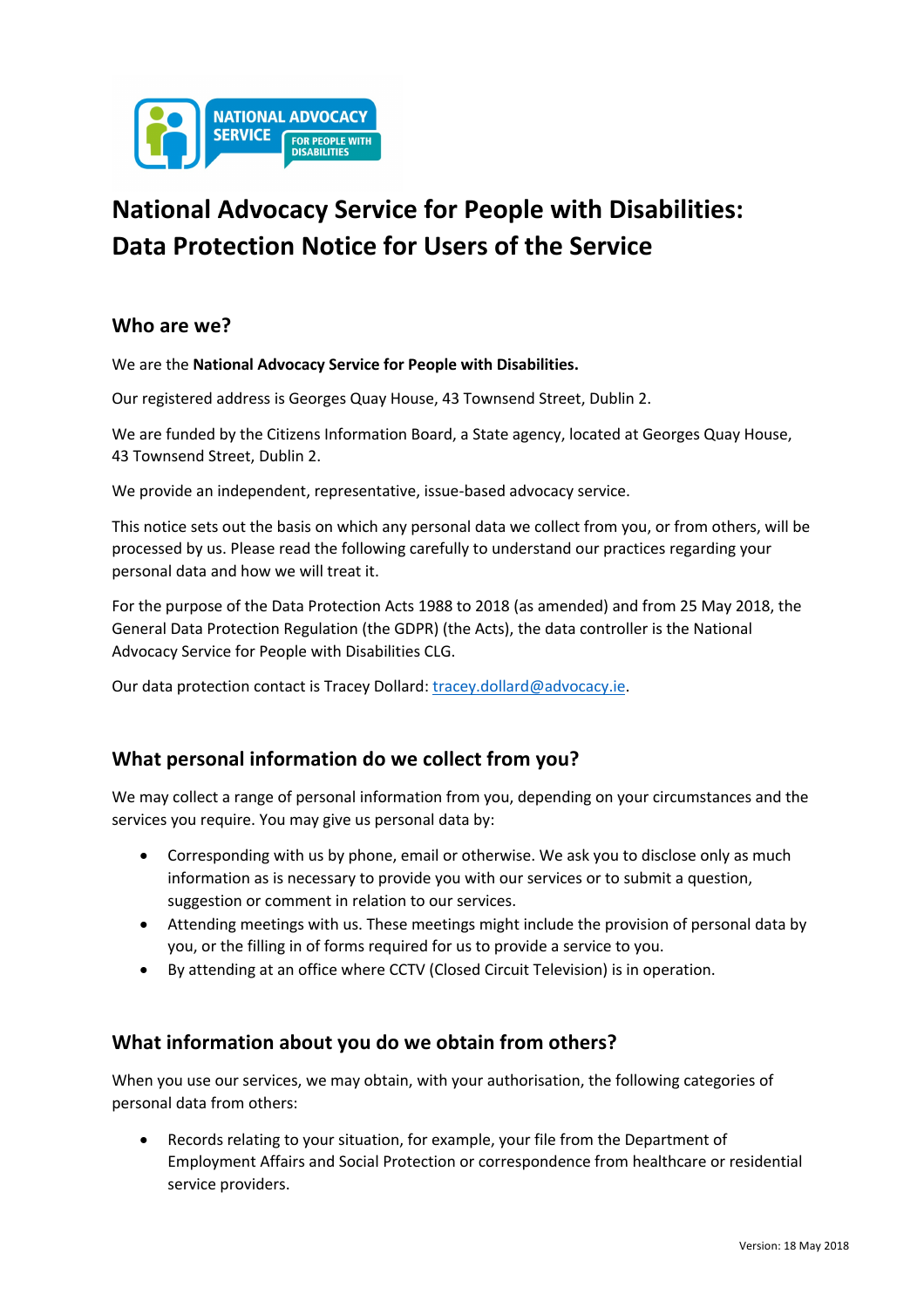# National Advocacy Service for People with Disabilities: Data Protection Notice for Users of the Service

## Who are we?

We are the **National Advocacy Service for People with Disabilities.**

Our registered address is Georges Quay House, 43 Townsend Street, Dublin 2.

We are funded by the Citizens Information Board, a State agency, located at Georges Quay House, 43 Townsend Street, Dublin 2.

We provide an independent, representative, issue-based advocacy service.

This notice sets out the basis on which any personal data we collect from you, or from others, will be processed by us. Please read the following carefully to understand our practices regarding your personal data and how we will treat it.

For the purpose of the Data Protection Acts 1988 to 2018 (as amended) and from 25 May 2018, the General Data Protection Regulation (the GDPR) (the Acts), the data controller is the National Advocacy Service for People with Disabilities CLG.

Our data protection contact is Tracey Dollard: tracey.dollard@advocacy.ie.

## What personal information do we collect from you?

We may collect a range of personal information from you, depending on your circumstances and the services you require. You may give us personal data by:

- Corresponding with us by phone, email or otherwise. We ask you to disclose only as much information as is necessary to provide you with our services or to submit a question, suggestion or comment in relation to our services.
- Attending meetings with us. These meetings might include the provision of personal data by you, or the filling in of forms required for us to provide a service to you.
- By attending at an office where CCTV (Closed Circuit Television) is in operation.

## What information about you do we obtain from others?

When you use our services, we may obtain, with your authorisation, the following categories of personal data from others:

- Records relating to your situation, for example, your file from the Department of Employment Affairs and Social Protection or correspondence from healthcare or residential service providers.

Version: 18 May 2018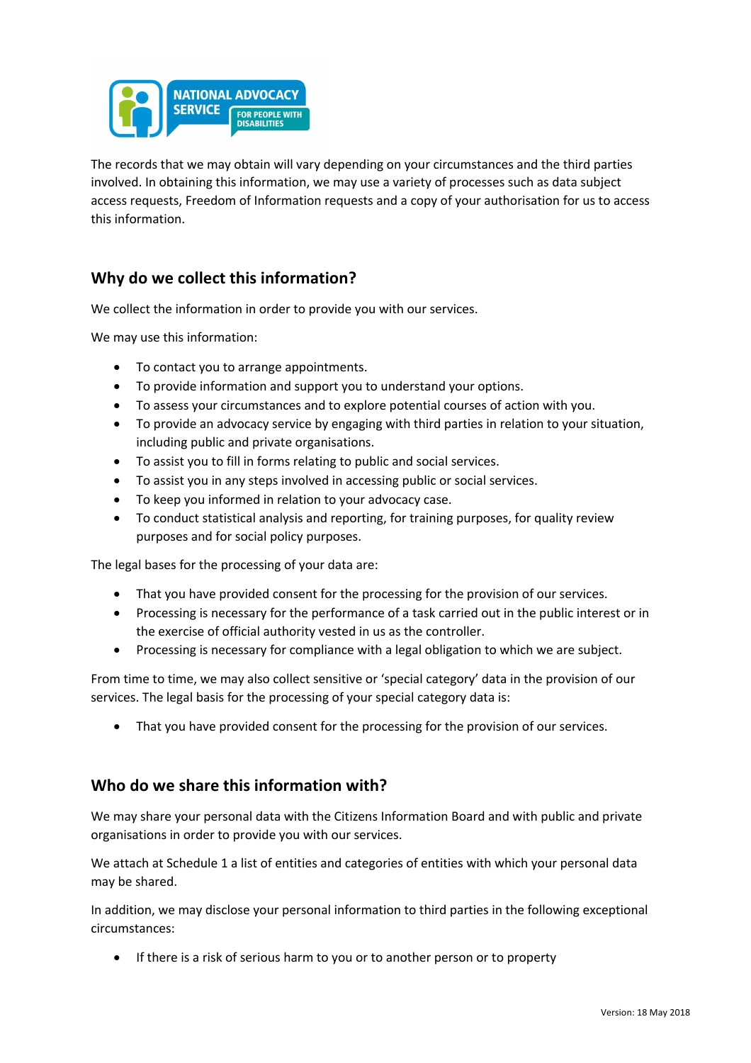The records that we may obtain will vary depending on your circumstances and the third parties involved. In obtaining this information, we may use a variety of processes such as data subject access requests, Freedom of Information requests and a copy of your authorisation for us to access this information.

## Why do we collect this information?

We collect the information in order to provide you with our services.

We may use this information:

- To contact you to arrange appointments.
- To provide information and support you to understand your options.
- To assess your circumstances and to explore potential courses of action with you.
- To provide an advocacy service by engaging with third parties in relation to your situation, including public and private organisations.
- To assist you to fill in forms relating to public and social services.
- To assist you in any steps involved in accessing public or social services.
- To keep you informed in relation to your advocacy case.
- To conduct statistical analysis and reporting, for training purposes, for quality review purposes and for social policy purposes.

The legal bases for the processing of your data are:

- That you have provided consent for the processing for the provision of our services.
- Processing is necessary for the performance of a task carried out in the public interest or in the exercise of official authority vested in us as the controller.
- Processing is necessary for compliance with a legal obligation to which we are subject.

From time to time, we may also collect sensitive or 'special category' data in the provision of our services. The legal basis for the processing of your special category data is:

- That you have provided consent for the processing for the provision of our services.

## Who do we share this information with?

We may share your personal data with the Citizens Information Board and with public and private organisations in order to provide you with our services.

We attach at Schedule 1 a list of entities and categories of entities with which your personal data may be shared.

In addition, we may disclose your personal information to third parties in the following exceptional circumstances:

- If there is a risk of serious harm to you or to another person or to property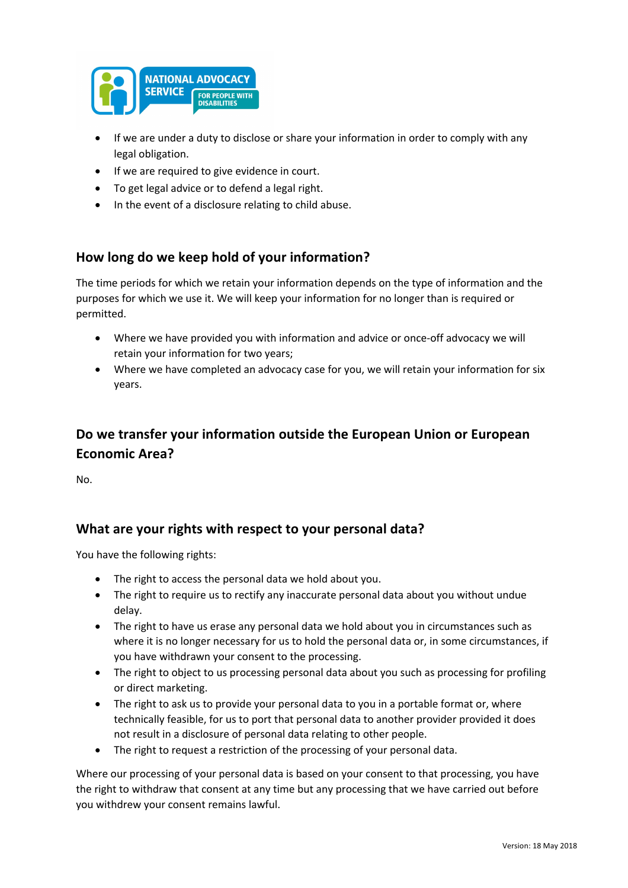- If we are under a duty to disclose or share your information in order to comply with any legal obligation.
- If we are required to give evidence in court.
- To get legal advice or to defend a legal right.
- In the event of a disclosure relating to child abuse.

## How long do we keep hold of your information?

The time periods for which we retain your information depends on the type of information and the purposes for which we use it. We will keep your information for no longer than is required or permitted.

- Where we have provided you with information and advice or once-off advocacy we will retain your information for two years;
- Where we have completed an advocacy case for you, we will retain your information for six years.

## Do we transfer your information outside the European Union or European Economic Area?

No.

## What are your rights with respect to your personal data?

You have the following rights:

- The right to access the personal data we hold about you.
- The right to require us to rectify any inaccurate personal data about you without undue delay.
- The right to have us erase any personal data we hold about you in circumstances such as where it is no longer necessary for us to hold the personal data or, in some circumstances, if you have withdrawn your consent to the processing.
- The right to object to us processing personal data about you such as processing for profiling or direct marketing.
- The right to ask us to provide your personal data to you in a portable format or, where technically feasible, for us to port that personal data to another provider provided it does not result in a disclosure of personal data relating to other people.
- The right to request a restriction of the processing of your personal data.

Where our processing of your personal data is based on your consent to that processing, you have the right to withdraw that consent at any time but any processing that we have carried out before you withdrew your consent remains lawful.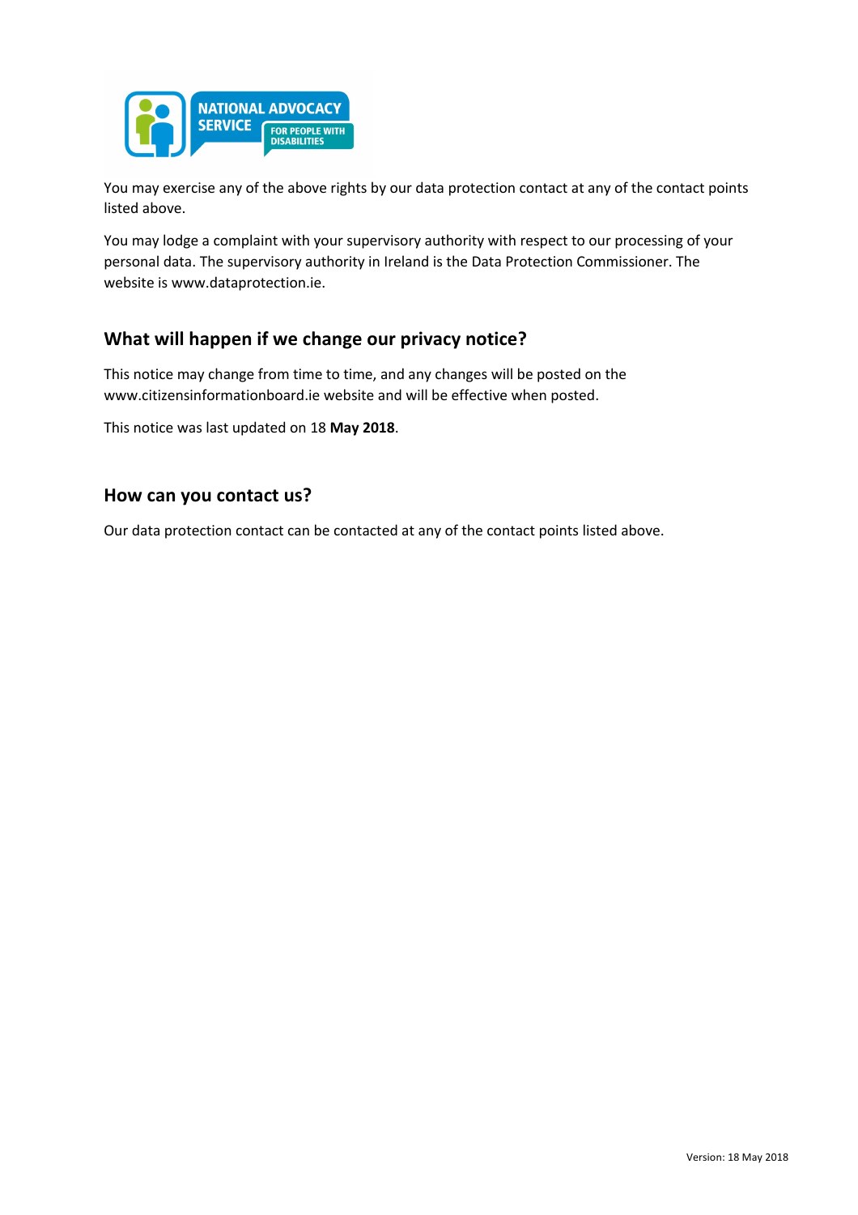You may exercise any of the above rights by our data protection contact at any of the contact points listed above.

You may lodge a complaint with your supervisory authority with respect to our processing of your personal data. The supervisory authority in Ireland is the Data Protection Commissioner. The website is www.dataprotection.ie.

## What will happen if we change our privacy notice?

This notice may change from time to time, and any changes will be posted on the www.citizensinformationboard.ie website and will be effective when posted.

This notice was last updated on 18 **May 2018**.

## How can you contact us?

Our data protection contact can be contacted at any of the contact points listed above.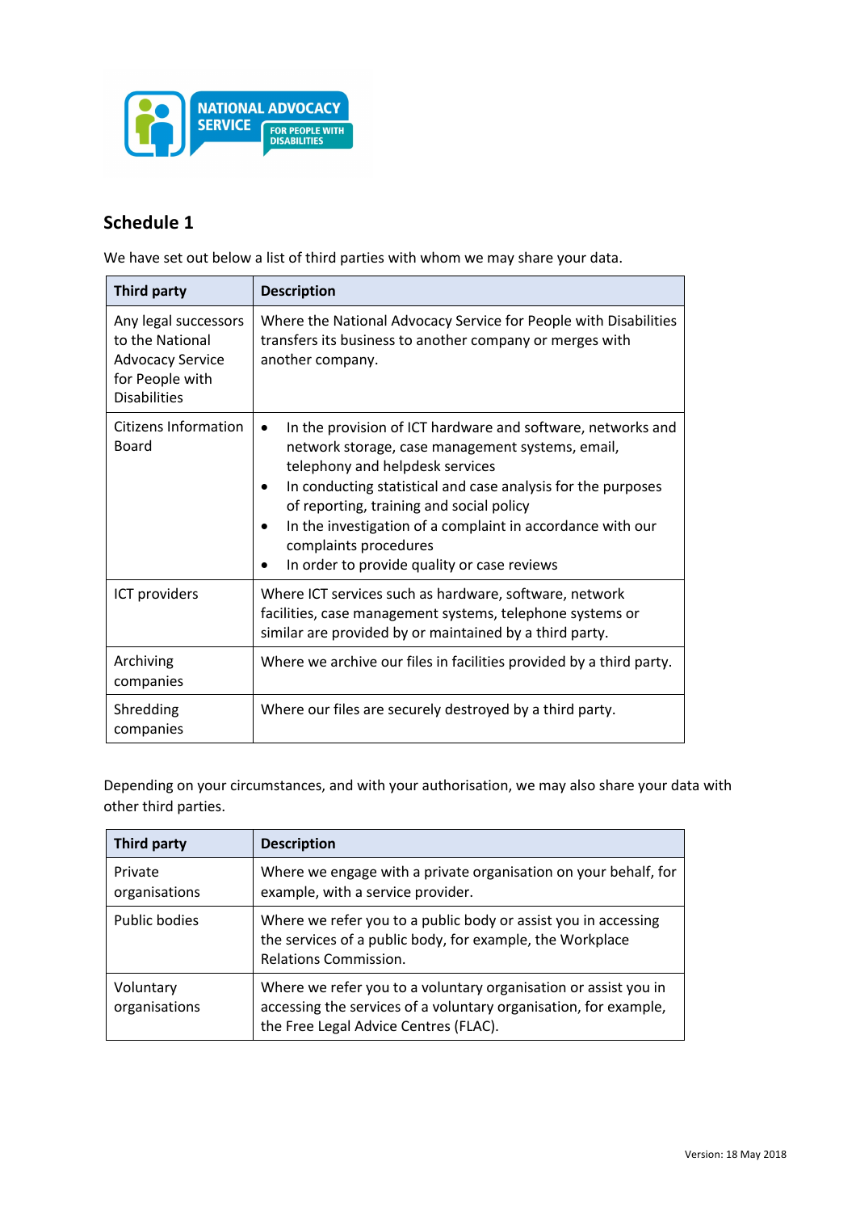## Schedule 1

We have set out below a list of third parties with whom we may share your data.

| Third party | Description |
|---|---|
| Any legal successors to the National Advocacy Service for People with Disabilities | Where the National Advocacy Service for People with Disabilities transfers its business to another company or merges with another company. |
| Citizens Information Board | • In the provision of ICT hardware and software, networks and network storage, case management systems, email, telephony and helpdesk services<br>• In conducting statistical and case analysis for the purposes of reporting, training and social policy<br>• In the investigation of a complaint in accordance with our complaints procedures<br>• In order to provide quality or case reviews |
| ICT providers | Where ICT services such as hardware, software, network facilities, case management systems, telephone systems or similar are provided by or maintained by a third party. |
| Archiving companies | Where we archive our files in facilities provided by a third party. |
| Shredding companies | Where our files are securely destroyed by a third party. |

Depending on your circumstances, and with your authorisation, we may also share your data with other third parties.

| Third party | Description |
|---|---|
| Private organisations | Where we engage with a private organisation on your behalf, for example, with a service provider. |
| Public bodies | Where we refer you to a public body or assist you in accessing the services of a public body, for example, the Workplace Relations Commission. |
| Voluntary organisations | Where we refer you to a voluntary organisation or assist you in accessing the services of a voluntary organisation, for example, the Free Legal Advice Centres (FLAC). |

Version: 18 May 2018